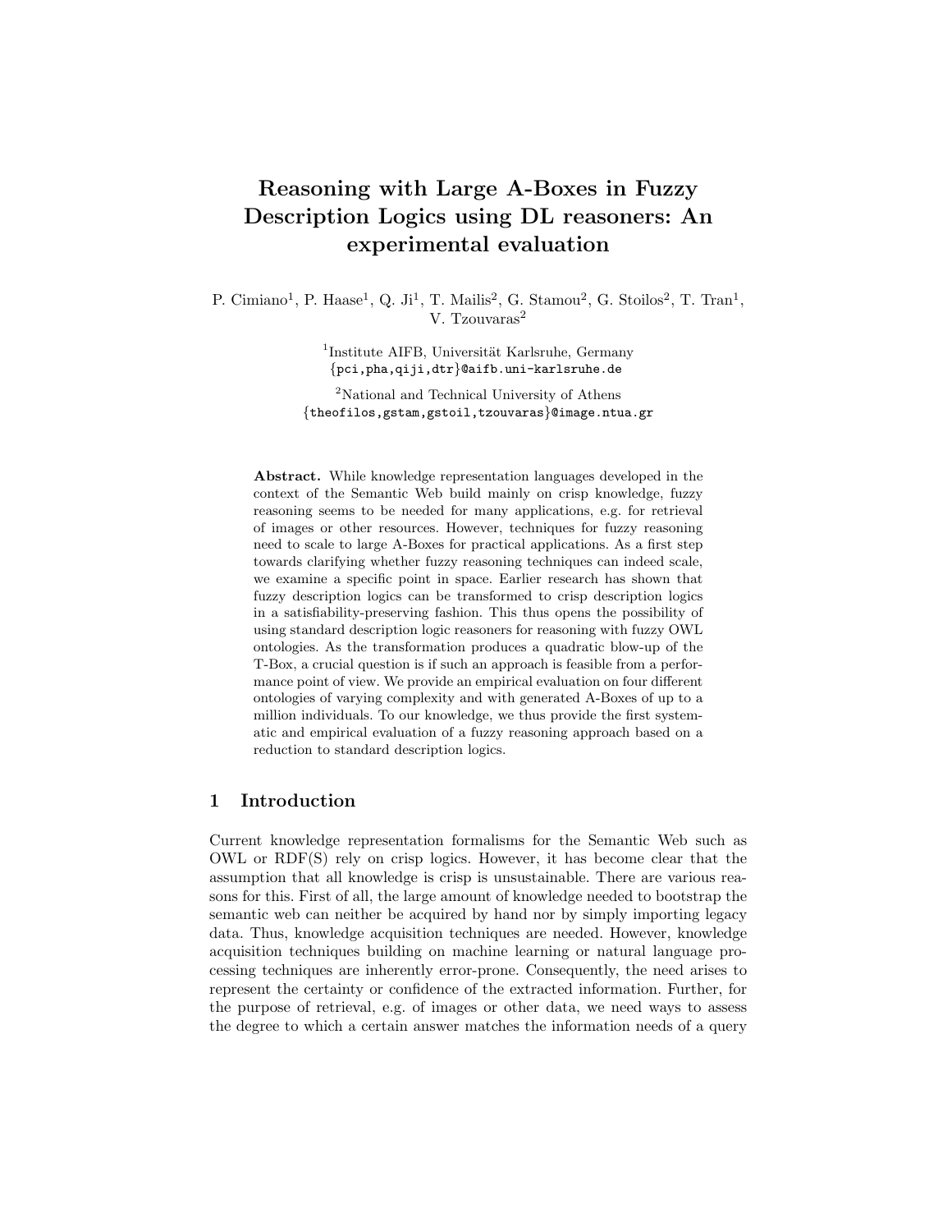# Reasoning with Large A-Boxes in Fuzzy Description Logics using DL reasoners: An experimental evaluation

P. Cimiano[1], P. Haase[1], Q. Ji[1], T. Mailis[2], G. Stamou[2], G. Stoilos[2], T. Tran[1], V. Tzouvaras[2]

[1]Institute AIFB, Universität Karlsruhe, Germany
{pci,pha,qiji,dtr}@aifb.uni-karlsruhe.de

[2]National and Technical University of Athens
{theofilos,gstam,gstoil,tzouvaras}@image.ntua.gr

**Abstract.** While knowledge representation languages developed in the context of the Semantic Web build mainly on crisp knowledge, fuzzy reasoning seems to be needed for many applications, e.g. for retrieval of images or other resources. However, techniques for fuzzy reasoning need to scale to large A-Boxes for practical applications. As a first step towards clarifying whether fuzzy reasoning techniques can indeed scale, we examine a specific point in space. Earlier research has shown that fuzzy description logics can be transformed to crisp description logics in a satisfiability-preserving fashion. This thus opens the possibility of using standard description logic reasoners for reasoning with fuzzy OWL ontologies. As the transformation produces a quadratic blow-up of the T-Box, a crucial question is if such an approach is feasible from a performance point of view. We provide an empirical evaluation on four different ontologies of varying complexity and with generated A-Boxes of up to a million individuals. To our knowledge, we thus provide the first systematic and empirical evaluation of a fuzzy reasoning approach based on a reduction to standard description logics.

## 1 Introduction

Current knowledge representation formalisms for the Semantic Web such as OWL or RDF(S) rely on crisp logics. However, it has become clear that the assumption that all knowledge is crisp is unsustainable. There are various reasons for this. First of all, the large amount of knowledge needed to bootstrap the semantic web can neither be acquired by hand nor by simply importing legacy data. Thus, knowledge acquisition techniques are needed. However, knowledge acquisition techniques building on machine learning or natural language processing techniques are inherently error-prone. Consequently, the need arises to represent the certainty or confidence of the extracted information. Further, for the purpose of retrieval, e.g. of images or other data, we need ways to assess the degree to which a certain answer matches the information needs of a query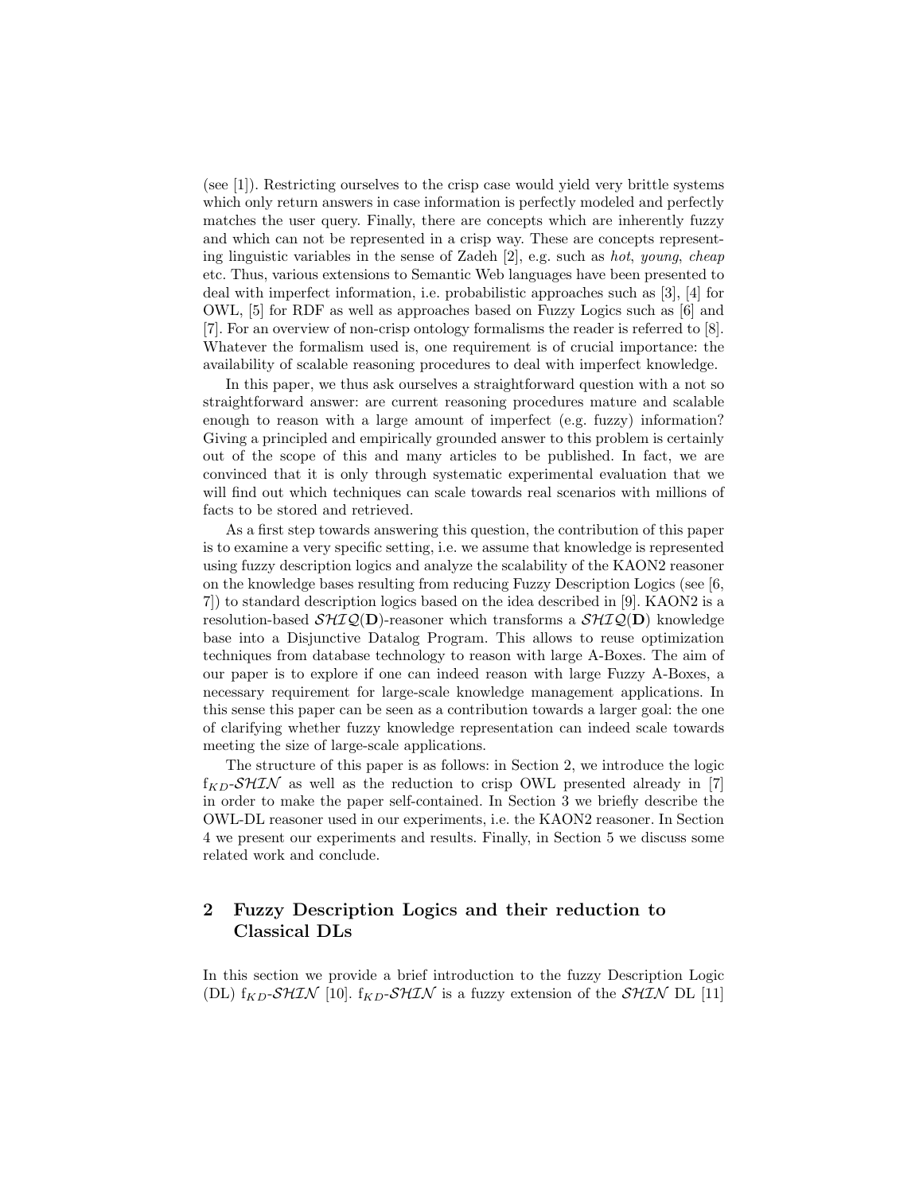(see [1]). Restricting ourselves to the crisp case would yield very brittle systems which only return answers in case information is perfectly modeled and perfectly matches the user query. Finally, there are concepts which are inherently fuzzy and which can not be represented in a crisp way. These are concepts representing linguistic variables in the sense of Zadeh [2], e.g. such as *hot*, *young*, *cheap* etc. Thus, various extensions to Semantic Web languages have been presented to deal with imperfect information, i.e. probabilistic approaches such as [3], [4] for OWL, [5] for RDF as well as approaches based on Fuzzy Logics such as [6] and [7]. For an overview of non-crisp ontology formalisms the reader is referred to [8]. Whatever the formalism used is, one requirement is of crucial importance: the availability of scalable reasoning procedures to deal with imperfect knowledge.

In this paper, we thus ask ourselves a straightforward question with a not so straightforward answer: are current reasoning procedures mature and scalable enough to reason with a large amount of imperfect (e.g. fuzzy) information? Giving a principled and empirically grounded answer to this problem is certainly out of the scope of this and many articles to be published. In fact, we are convinced that it is only through systematic experimental evaluation that we will find out which techniques can scale towards real scenarios with millions of facts to be stored and retrieved.

As a first step towards answering this question, the contribution of this paper is to examine a very specific setting, i.e. we assume that knowledge is represented using fuzzy description logics and analyze the scalability of the KAON2 reasoner on the knowledge bases resulting from reducing Fuzzy Description Logics (see [6, 7]) to standard description logics based on the idea described in [9]. KAON2 is a resolution-based $\mathcal{SHIQ}(\mathbf{D})$-reasoner which transforms a $\mathcal{SHIQ}(\mathbf{D})$ knowledge base into a Disjunctive Datalog Program. This allows to reuse optimization techniques from database technology to reason with large A-Boxes. The aim of our paper is to explore if one can indeed reason with large Fuzzy A-Boxes, a necessary requirement for large-scale knowledge management applications. In this sense this paper can be seen as a contribution towards a larger goal: the one of clarifying whether fuzzy knowledge representation can indeed scale towards meeting the size of large-scale applications.

The structure of this paper is as follows: in Section 2, we introduce the logic $\text{f}_{KD}$-$\mathcal{SHIN}$ as well as the reduction to crisp OWL presented already in [7] in order to make the paper self-contained. In Section 3 we briefly describe the OWL-DL reasoner used in our experiments, i.e. the KAON2 reasoner. In Section 4 we present our experiments and results. Finally, in Section 5 we discuss some related work and conclude.

## 2 Fuzzy Description Logics and their reduction to Classical DLs

In this section we provide a brief introduction to the fuzzy Description Logic (DL) $\text{f}_{KD}$-$\mathcal{SHIN}$ [10]. $\text{f}_{KD}$-$\mathcal{SHIN}$ is a fuzzy extension of the $\mathcal{SHIN}$ DL [11]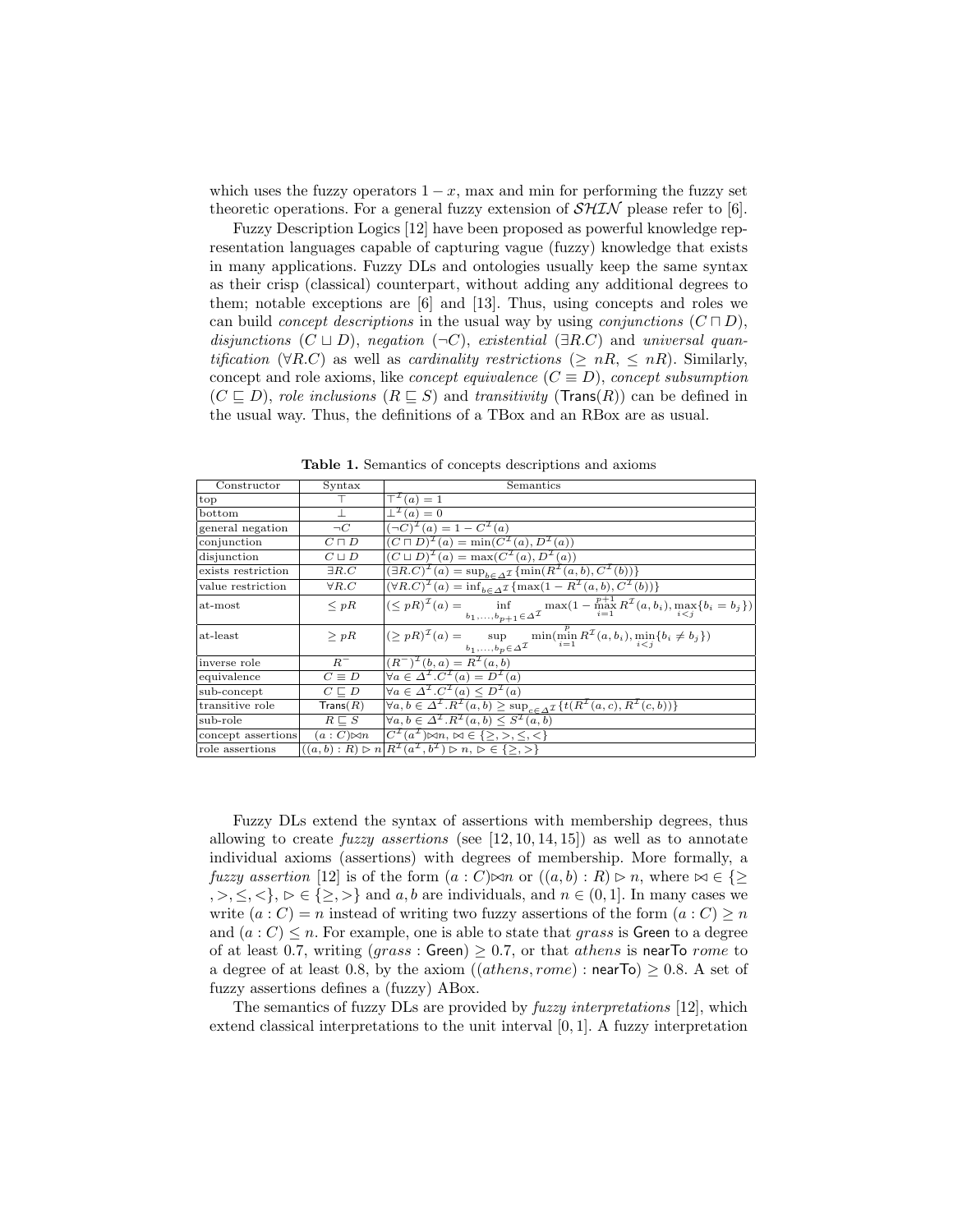which uses the fuzzy operators $1-x$, max and min for performing the fuzzy set theoretic operations. For a general fuzzy extension of $\mathcal{SHIN}$ please refer to [6].

Fuzzy Description Logics [12] have been proposed as powerful knowledge representation languages capable of capturing vague (fuzzy) knowledge that exists in many applications. Fuzzy DLs and ontologies usually keep the same syntax as their crisp (classical) counterpart, without adding any additional degrees to them; notable exceptions are [6] and [13]. Thus, using concepts and roles we can build *concept descriptions* in the usual way by using *conjunctions* ($C \sqcap D$), *disjunctions* ($C \sqcup D$), *negation* ($\neg C$), *existential* ($\exists R.C$) and *universal quantification* ($\forall R.C$) as well as *cardinality restrictions* ($\geq nR$, $\leq nR$). Similarly, concept and role axioms, like *concept equivalence* ($C \equiv D$), *concept subsumption* ($C \sqsubseteq D$), *role inclusions* ($R \sqsubseteq S$) and *transitivity* ($\mathsf{Trans}(R)$) can be defined in the usual way. Thus, the definitions of a TBox and an RBox are as usual.

**Table 1.** Semantics of concepts descriptions and axioms

| Constructor | Syntax | Semantics |
|---|---|---|
| top | $\top$ | $\top^{\mathcal{I}}(a) = 1$ |
| bottom | $\bot$ | $\bot^{\mathcal{I}}(a) = 0$ |
| general negation | $\neg C$ | $(\neg C)^{\mathcal{I}}(a) = 1 - C^{\mathcal{I}}(a)$ |
| conjunction | $C \sqcap D$ | $(C \sqcap D)^{\mathcal{I}}(a) = \min(C^{\mathcal{I}}(a), D^{\mathcal{I}}(a))$ |
| disjunction | $C \sqcup D$ | $(C \sqcup D)^{\mathcal{I}}(a) = \max(C^{\mathcal{I}}(a), D^{\mathcal{I}}(a))$ |
| exists restriction | $\exists R.C$ | $(\exists R.C)^{\mathcal{I}}(a) = \sup_{b \in \Delta^{\mathcal{I}}}\{\min(R^{\mathcal{I}}(a,b), C^{\mathcal{I}}(b))\}$ |
| value restriction | $\forall R.C$ | $(\forall R.C)^{\mathcal{I}}(a) = \inf_{b \in \Delta^{\mathcal{I}}}\{\max(1 - R^{\mathcal{I}}(a,b), C^{\mathcal{I}}(b))\}$ |
| at-most | $\leq pR$ | $(\leq pR)^{\mathcal{I}}(a) = \inf\limits_{b_1,\ldots,b_{p+1} \in \Delta^{\mathcal{I}}} \max(1 - \max\limits_{i=1}^{p+1} R^{\mathcal{I}}(a,b_i), \max\limits_{i<j}\{b_i = b_j\})$ |
| at-least | $\geq pR$ | $(\geq pR)^{\mathcal{I}}(a) = \sup\limits_{b_1,\ldots,b_p \in \Delta^{\mathcal{I}}} \min(\min\limits_{i=1}^{p} R^{\mathcal{I}}(a,b_i), \min\limits_{i<j}\{b_i \neq b_j\})$ |
| inverse role | $R^{-}$ | $(R^{-})^{\mathcal{I}}(b,a) = R^{\mathcal{I}}(a,b)$ |
| equivalence | $C \equiv D$ | $\forall a \in \Delta^{\mathcal{I}}.C^{\mathcal{I}}(a) = D^{\mathcal{I}}(a)$ |
| sub-concept | $C \sqsubseteq D$ | $\forall a \in \Delta^{\mathcal{I}}.C^{\mathcal{I}}(a) \leq D^{\mathcal{I}}(a)$ |
| transitive role | $\mathsf{Trans}(R)$ | $\forall a,b \in \Delta^{\mathcal{I}}.R^{\mathcal{I}}(a,b) \geq \sup_{c \in \Delta^{\mathcal{I}}}\{t(R^{\mathcal{I}}(a,c), R^{\mathcal{I}}(c,b))\}$ |
| sub-role | $R \sqsubseteq S$ | $\forall a,b \in \Delta^{\mathcal{I}}.R^{\mathcal{I}}(a,b) \leq S^{\mathcal{I}}(a,b)$ |
| concept assertions | $(a : C)\bowtie n$ | $C^{\mathcal{I}}(a^{\mathcal{I}})\bowtie n$, $\bowtie \in \{\geq, >, \leq, <\}$ |
| role assertions | $((a,b) : R) \rhd n$ | $R^{\mathcal{I}}(a^{\mathcal{I}}, b^{\mathcal{I}}) \rhd n$, $\rhd \in \{\geq, >\}$ |

Fuzzy DLs extend the syntax of assertions with membership degrees, thus allowing to create *fuzzy assertions* (see [12, 10, 14, 15]) as well as to annotate individual axioms (assertions) with degrees of membership. More formally, a *fuzzy assertion* [12] is of the form $(a : C)\bowtie n$ or $((a,b) : R) \rhd n$, where $\bowtie \in \{\geq, >, \leq, <\}$, $\rhd \in \{\geq, >\}$ and $a, b$ are individuals, and $n \in (0, 1]$. In many cases we write $(a : C) = n$ instead of writing two fuzzy assertions of the form $(a : C) \geq n$ and $(a : C) \leq n$. For example, one is able to state that *grass* is $\mathsf{Green}$ to a degree of at least 0.7, writing $(grass : \mathsf{Green}) \geq 0.7$, or that *athens* is $\mathsf{nearTo}$ *rome* to a degree of at least 0.8, by the axiom $((athens, rome) : \mathsf{nearTo}) \geq 0.8$. A set of fuzzy assertions defines a (fuzzy) ABox.

The semantics of fuzzy DLs are provided by *fuzzy interpretations* [12], which extend classical interpretations to the unit interval $[0, 1]$. A fuzzy interpretation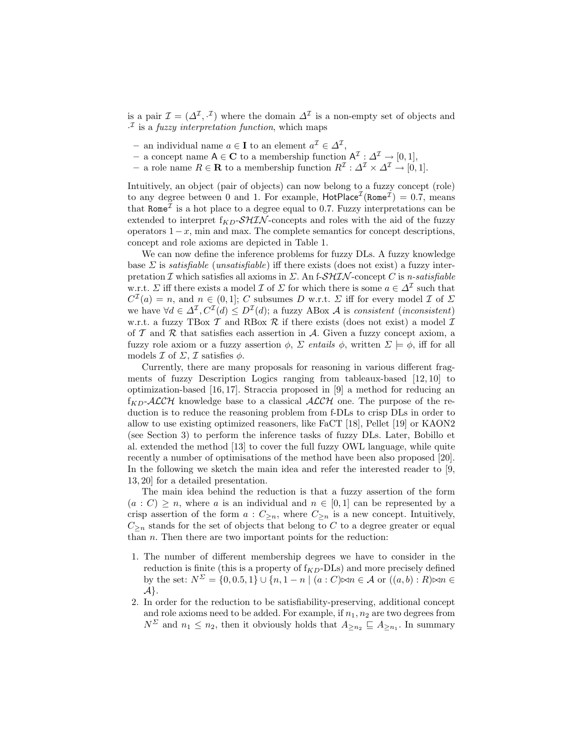is a pair $\mathcal{I} = (\Delta^{\mathcal{I}}, \cdot^{\mathcal{I}})$ where the domain $\Delta^{\mathcal{I}}$ is a non-empty set of objects and $\cdot^{\mathcal{I}}$ is a *fuzzy interpretation function*, which maps

- an individual name $a \in \mathbf{I}$ to an element $a^{\mathcal{I}} \in \Delta^{\mathcal{I}}$,
- a concept name $\mathsf{A} \in \mathbf{C}$ to a membership function $\mathsf{A}^{\mathcal{I}} : \Delta^{\mathcal{I}} \rightarrow [0, 1]$,
- a role name $R \in \mathbf{R}$ to a membership function $R^{\mathcal{I}} : \Delta^{\mathcal{I}} \times \Delta^{\mathcal{I}} \rightarrow [0, 1]$.

Intuitively, an object (pair of objects) can now belong to a fuzzy concept (role) to any degree between 0 and 1. For example, $\mathsf{HotPlace}^{\mathcal{I}}(\mathtt{Rome}^{\mathcal{I}}) = 0.7$, means that $\mathtt{Rome}^{\mathcal{I}}$ is a hot place to a degree equal to 0.7. Fuzzy interpretations can be extended to interpret f$_{KD}$-$\mathcal{SHIN}$-concepts and roles with the aid of the fuzzy operators $1 - x$, min and max. The complete semantics for concept descriptions, concept and role axioms are depicted in Table 1.

We can now define the inference problems for fuzzy DLs. A fuzzy knowledge base $\Sigma$ is *satisfiable* (*unsatisfiable*) iff there exists (does not exist) a fuzzy interpretation $\mathcal{I}$ which satisfies all axioms in $\Sigma$. An f-$\mathcal{SHIN}$-concept $C$ is *n-satisfiable* w.r.t. $\Sigma$ iff there exists a model $\mathcal{I}$ of $\Sigma$ for which there is some $a \in \Delta^{\mathcal{I}}$ such that $C^{\mathcal{I}}(a) = n$, and $n \in (0, 1]$; $C$ subsumes $D$ w.r.t. $\Sigma$ iff for every model $\mathcal{I}$ of $\Sigma$ we have $\forall d \in \Delta^{\mathcal{I}}, C^{\mathcal{I}}(d) \leq D^{\mathcal{I}}(d)$; a fuzzy ABox $\mathcal{A}$ is *consistent* (*inconsistent*) w.r.t. a fuzzy TBox $\mathcal{T}$ and RBox $\mathcal{R}$ if there exists (does not exist) a model $\mathcal{I}$ of $\mathcal{T}$ and $\mathcal{R}$ that satisfies each assertion in $\mathcal{A}$. Given a fuzzy concept axiom, a fuzzy role axiom or a fuzzy assertion $\phi$, $\Sigma$ *entails* $\phi$, written $\Sigma \models \phi$, iff for all models $\mathcal{I}$ of $\Sigma$, $\mathcal{I}$ satisfies $\phi$.

Currently, there are many proposals for reasoning in various different fragments of fuzzy Description Logics ranging from tableaux-based [12, 10] to optimization-based [16, 17]. Straccia proposed in [9] a method for reducing an f$_{KD}$-$\mathcal{ALCH}$ knowledge base to a classical $\mathcal{ALCH}$ one. The purpose of the reduction is to reduce the reasoning problem from f-DLs to crisp DLs in order to allow to use existing optimized reasoners, like FaCT [18], Pellet [19] or KAON2 (see Section 3) to perform the inference tasks of fuzzy DLs. Later, Bobillo et al. extended the method [13] to cover the full fuzzy OWL language, while quite recently a number of optimisations of the method have been also proposed [20]. In the following we sketch the main idea and refer the interested reader to [9, 13, 20] for a detailed presentation.

The main idea behind the reduction is that a fuzzy assertion of the form $(a : C) \geq n$, where $a$ is an individual and $n \in [0, 1]$ can be represented by a crisp assertion of the form $a : C_{\geq n}$, where $C_{\geq n}$ is a new concept. Intuitively, $C_{\geq n}$ stands for the set of objects that belong to $C$ to a degree greater or equal than $n$. Then there are two important points for the reduction:

1. The number of different membership degrees we have to consider in the reduction is finite (this is a property of f$_{KD}$-DLs) and more precisely defined by the set: $N^{\Sigma} = \{0, 0.5, 1\} \cup \{n, 1 - n \mid (a : C) \bowtie n \in \mathcal{A} \text{ or } ((a, b) : R) \bowtie n \in \mathcal{A}\}$.
2. In order for the reduction to be satisfiability-preserving, additional concept and role axioms need to be added. For example, if $n_1, n_2$ are two degrees from $N^{\Sigma}$ and $n_1 \leq n_2$, then it obviously holds that $A_{\geq n_2} \sqsubseteq A_{\geq n_1}$. In summary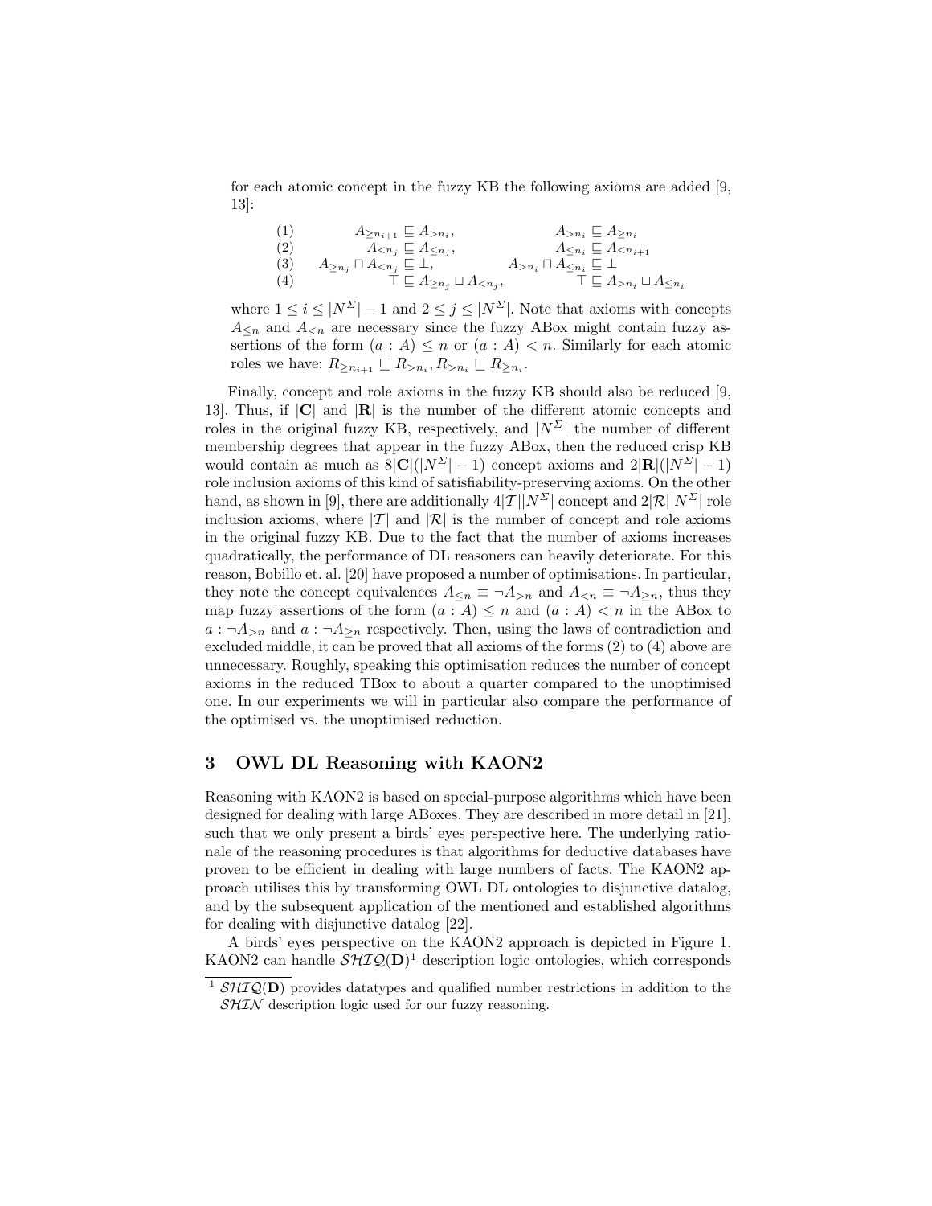for each atomic concept in the fuzzy KB the following axioms are added [9, 13]:

$$
\begin{array}{lll}
(1) & A_{\geq n_{i+1}} \sqsubseteq A_{>n_i}, & A_{>n_i} \sqsubseteq A_{\geq n_i} \\
(2) & A_{<n_j} \sqsubseteq A_{\leq n_j}, & A_{\leq n_i} \sqsubseteq A_{<n_{i+1}} \\
(3) & A_{\geq n_j} \sqcap A_{<n_j} \sqsubseteq \bot, & A_{>n_i} \sqcap A_{\leq n_i} \sqsubseteq \bot \\
(4) & \top \sqsubseteq A_{\geq n_j} \sqcup A_{<n_j}, & \top \sqsubseteq A_{>n_i} \sqcup A_{\leq n_i}
\end{array}
$$

where $1 \leq i \leq |N^{\Sigma}| - 1$ and $2 \leq j \leq |N^{\Sigma}|$. Note that axioms with concepts $A_{\leq n}$ and $A_{<n}$ are necessary since the fuzzy ABox might contain fuzzy assertions of the form $(a : A) \leq n$ or $(a : A) < n$. Similarly for each atomic roles we have: $R_{\geq n_{i+1}} \sqsubseteq R_{>n_i}, R_{>n_i} \sqsubseteq R_{\geq n_i}$.

Finally, concept and role axioms in the fuzzy KB should also be reduced [9, 13]. Thus, if $|\mathbf{C}|$ and $|\mathbf{R}|$ is the number of the different atomic concepts and roles in the original fuzzy KB, respectively, and $|N^{\Sigma}|$ the number of different membership degrees that appear in the fuzzy ABox, then the reduced crisp KB would contain as much as $8|\mathbf{C}|(|N^{\Sigma}| - 1)$ concept axioms and $2|\mathbf{R}|(|N^{\Sigma}| - 1)$ role inclusion axioms of this kind of satisfiability-preserving axioms. On the other hand, as shown in [9], there are additionally $4|\mathcal{T}||N^{\Sigma}|$ concept and $2|\mathcal{R}||N^{\Sigma}|$ role inclusion axioms, where $|\mathcal{T}|$ and $|\mathcal{R}|$ is the number of concept and role axioms in the original fuzzy KB. Due to the fact that the number of axioms increases quadratically, the performance of DL reasoners can heavily deteriorate. For this reason, Bobillo et. al. [20] have proposed a number of optimisations. In particular, they note the concept equivalences $A_{\leq n} \equiv \neg A_{>n}$ and $A_{<n} \equiv \neg A_{\geq n}$, thus they map fuzzy assertions of the form $(a : A) \leq n$ and $(a : A) < n$ in the ABox to $a : \neg A_{>n}$ and $a : \neg A_{\geq n}$ respectively. Then, using the laws of contradiction and excluded middle, it can be proved that all axioms of the forms (2) to (4) above are unnecessary. Roughly, speaking this optimisation reduces the number of concept axioms in the reduced TBox to about a quarter compared to the unoptimised one. In our experiments we will in particular also compare the performance of the optimised vs. the unoptimised reduction.

## 3 OWL DL Reasoning with KAON2

Reasoning with KAON2 is based on special-purpose algorithms which have been designed for dealing with large ABoxes. They are described in more detail in [21], such that we only present a birds' eyes perspective here. The underlying rationale of the reasoning procedures is that algorithms for deductive databases have proven to be efficient in dealing with large numbers of facts. The KAON2 approach utilises this by transforming OWL DL ontologies to disjunctive datalog, and by the subsequent application of the mentioned and established algorithms for dealing with disjunctive datalog [22].

A birds' eyes perspective on the KAON2 approach is depicted in Figure 1. KAON2 can handle $\mathcal{SHIQ}(\mathbf{D})$[1] description logic ontologies, which corresponds

[1] $\mathcal{SHIQ}(\mathbf{D})$ provides datatypes and qualified number restrictions in addition to the $\mathcal{SHIN}$ description logic used for our fuzzy reasoning.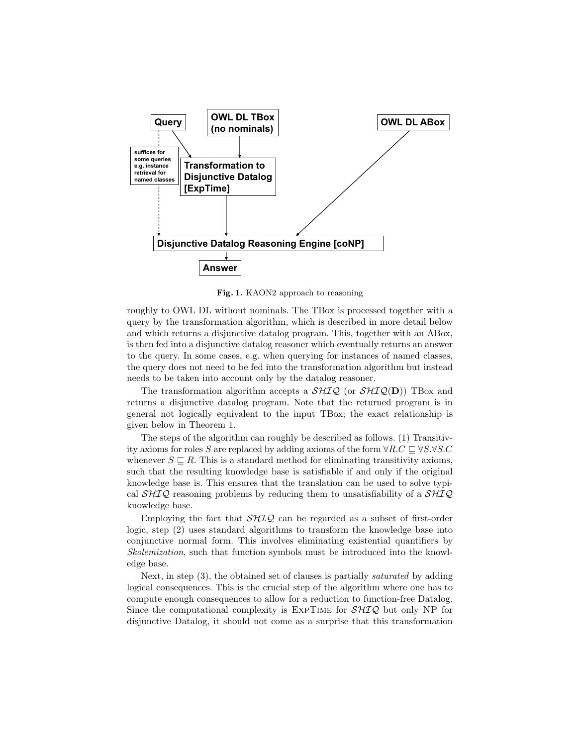Query

OWL DL TBox (no nominals)

OWL DL ABox

suffices for some queries e.g. instance retrieval for named classes

Transformation to Disjunctive Datalog [ExpTime]

Disjunctive Datalog Reasoning Engine [coNP]

Answer

**Fig. 1.** KAON2 approach to reasoning

roughly to OWL DL without nominals. The TBox is processed together with a query by the transformation algorithm, which is described in more detail below and which returns a disjunctive datalog program. This, together with an ABox, is then fed into a disjunctive datalog reasoner which eventually returns an answer to the query. In some cases, e.g. when querying for instances of named classes, the query does not need to be fed into the transformation algorithm but instead needs to be taken into account only by the datalog reasoner.

The transformation algorithm accepts a $\mathcal{SHIQ}$ (or $\mathcal{SHIQ}(\mathbf{D})$) TBox and returns a disjunctive datalog program. Note that the returned program is in general not logically equivalent to the input TBox; the exact relationship is given below in Theorem 1.

The steps of the algorithm can roughly be described as follows. (1) Transitivity axioms for roles $S$ are replaced by adding axioms of the form $\forall R.C \sqsubseteq \forall S.\forall S.C$ whenever $S \sqsubseteq R$. This is a standard method for eliminating transitivity axioms, such that the resulting knowledge base is satisfiable if and only if the original knowledge base is. This ensures that the translation can be used to solve typical $\mathcal{SHIQ}$ reasoning problems by reducing them to unsatisfiability of a $\mathcal{SHIQ}$ knowledge base.

Employing the fact that $\mathcal{SHIQ}$ can be regarded as a subset of first-order logic, step (2) uses standard algorithms to transform the knowledge base into conjunctive normal form. This involves eliminating existential quantifiers by *Skolemization*, such that function symbols must be introduced into the knowledge base.

Next, in step (3), the obtained set of clauses is partially *saturated* by adding logical consequences. This is the crucial step of the algorithm where one has to compute enough consequences to allow for a reduction to function-free Datalog. Since the computational complexity is ExpTime for $\mathcal{SHIQ}$ but only NP for disjunctive Datalog, it should not come as a surprise that this transformation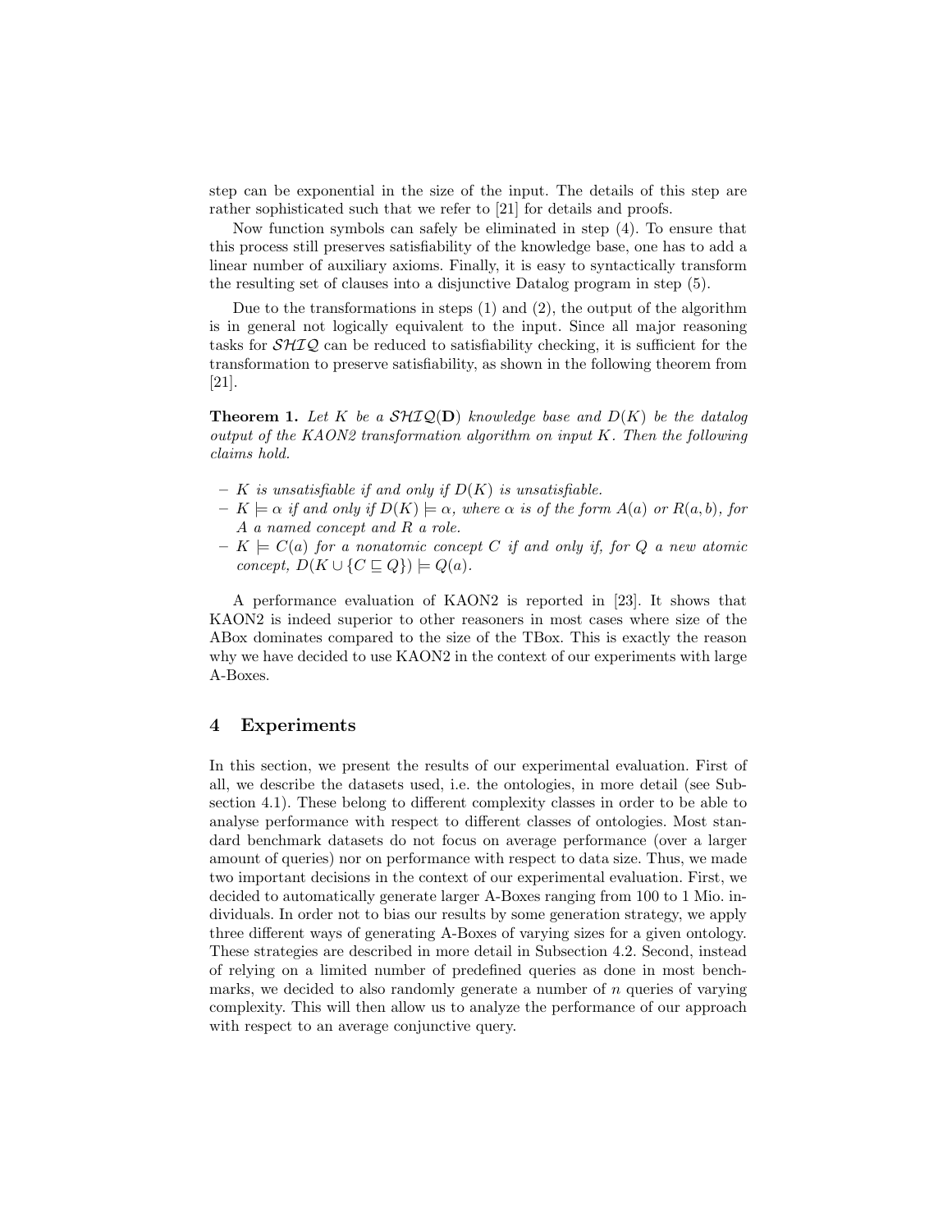step can be exponential in the size of the input. The details of this step are rather sophisticated such that we refer to [21] for details and proofs.

Now function symbols can safely be eliminated in step (4). To ensure that this process still preserves satisfiability of the knowledge base, one has to add a linear number of auxiliary axioms. Finally, it is easy to syntactically transform the resulting set of clauses into a disjunctive Datalog program in step (5).

Due to the transformations in steps (1) and (2), the output of the algorithm is in general not logically equivalent to the input. Since all major reasoning tasks for $\mathcal{SHIQ}$ can be reduced to satisfiability checking, it is sufficient for the transformation to preserve satisfiability, as shown in the following theorem from [21].

**Theorem 1.** *Let $K$ be a $\mathcal{SHIQ}(\mathbf{D})$ knowledge base and $D(K)$ be the datalog output of the KAON2 transformation algorithm on input $K$. Then the following claims hold.*

- *$K$ is unsatisfiable if and only if $D(K)$ is unsatisfiable.*
- *$K \models \alpha$ if and only if $D(K) \models \alpha$, where $\alpha$ is of the form $A(a)$ or $R(a, b)$, for $A$ a named concept and $R$ a role.*
- *$K \models C(a)$ for a nonatomic concept $C$ if and only if, for $Q$ a new atomic concept, $D(K \cup \{C \sqsubseteq Q\}) \models Q(a)$.*

A performance evaluation of KAON2 is reported in [23]. It shows that KAON2 is indeed superior to other reasoners in most cases where size of the ABox dominates compared to the size of the TBox. This is exactly the reason why we have decided to use KAON2 in the context of our experiments with large A-Boxes.

## 4 Experiments

In this section, we present the results of our experimental evaluation. First of all, we describe the datasets used, i.e. the ontologies, in more detail (see Subsection 4.1). These belong to different complexity classes in order to be able to analyse performance with respect to different classes of ontologies. Most standard benchmark datasets do not focus on average performance (over a larger amount of queries) nor on performance with respect to data size. Thus, we made two important decisions in the context of our experimental evaluation. First, we decided to automatically generate larger A-Boxes ranging from 100 to 1 Mio. individuals. In order not to bias our results by some generation strategy, we apply three different ways of generating A-Boxes of varying sizes for a given ontology. These strategies are described in more detail in Subsection 4.2. Second, instead of relying on a limited number of predefined queries as done in most benchmarks, we decided to also randomly generate a number of $n$ queries of varying complexity. This will then allow us to analyze the performance of our approach with respect to an average conjunctive query.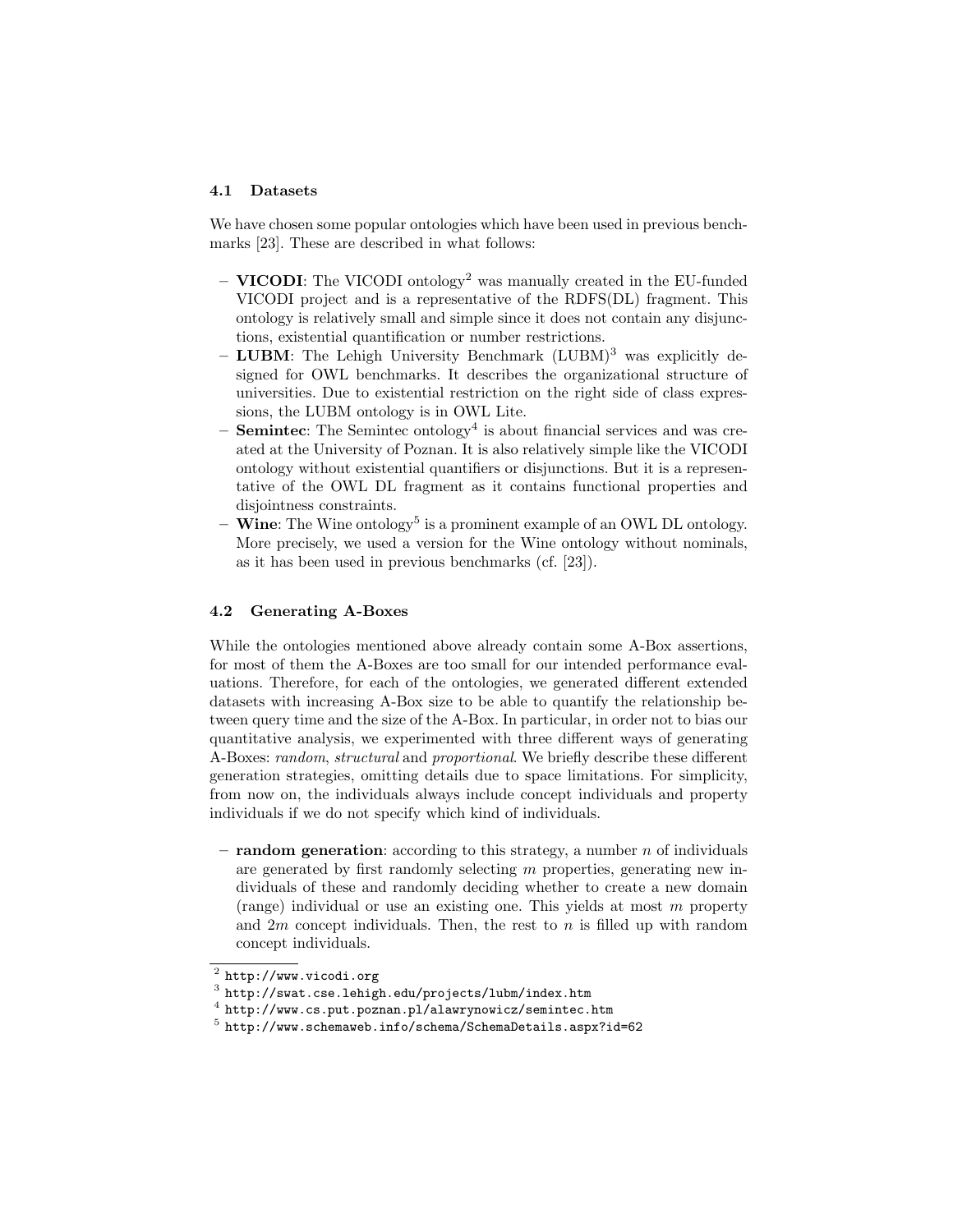### 4.1 Datasets

We have chosen some popular ontologies which have been used in previous benchmarks [23]. These are described in what follows:

- **VICODI**: The VICODI ontology[2] was manually created in the EU-funded VICODI project and is a representative of the RDFS(DL) fragment. This ontology is relatively small and simple since it does not contain any disjunctions, existential quantification or number restrictions.
- **LUBM**: The Lehigh University Benchmark (LUBM)[3] was explicitly designed for OWL benchmarks. It describes the organizational structure of universities. Due to existential restriction on the right side of class expressions, the LUBM ontology is in OWL Lite.
- **Semintec**: The Semintec ontology[4] is about financial services and was created at the University of Poznan. It is also relatively simple like the VICODI ontology without existential quantifiers or disjunctions. But it is a representative of the OWL DL fragment as it contains functional properties and disjointness constraints.
- **Wine**: The Wine ontology[5] is a prominent example of an OWL DL ontology. More precisely, we used a version for the Wine ontology without nominals, as it has been used in previous benchmarks (cf. [23]).

### 4.2 Generating A-Boxes

While the ontologies mentioned above already contain some A-Box assertions, for most of them the A-Boxes are too small for our intended performance evaluations. Therefore, for each of the ontologies, we generated different extended datasets with increasing A-Box size to be able to quantify the relationship between query time and the size of the A-Box. In particular, in order not to bias our quantitative analysis, we experimented with three different ways of generating A-Boxes: *random*, *structural* and *proportional*. We briefly describe these different generation strategies, omitting details due to space limitations. For simplicity, from now on, the individuals always include concept individuals and property individuals if we do not specify which kind of individuals.

- **random generation**: according to this strategy, a number $n$ of individuals are generated by first randomly selecting $m$ properties, generating new individuals of these and randomly deciding whether to create a new domain (range) individual or use an existing one. This yields at most $m$ property and $2m$ concept individuals. Then, the rest to $n$ is filled up with random concept individuals.

[2] http://www.vicodi.org

[3] http://swat.cse.lehigh.edu/projects/lubm/index.htm

[4] http://www.cs.put.poznan.pl/alawrynowicz/semintec.htm

[5] http://www.schemaweb.info/schema/SchemaDetails.aspx?id=62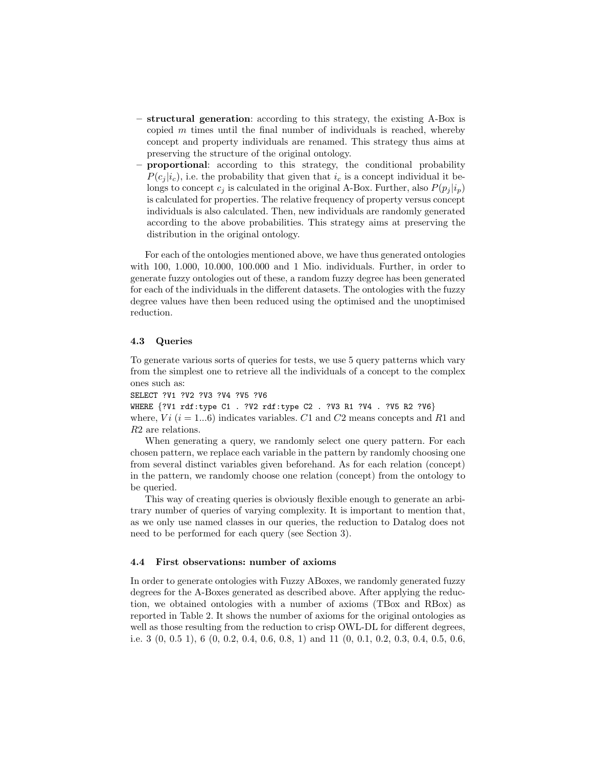- **structural generation**: according to this strategy, the existing A-Box is copied $m$ times until the final number of individuals is reached, whereby concept and property individuals are renamed. This strategy thus aims at preserving the structure of the original ontology.
- **proportional**: according to this strategy, the conditional probability $P(c_j|i_c)$, i.e. the probability that given that $i_c$ is a concept individual it belongs to concept $c_j$ is calculated in the original A-Box. Further, also $P(p_j|i_p)$ is calculated for properties. The relative frequency of property versus concept individuals is also calculated. Then, new individuals are randomly generated according to the above probabilities. This strategy aims at preserving the distribution in the original ontology.

For each of the ontologies mentioned above, we have thus generated ontologies with 100, 1.000, 10.000, 100.000 and 1 Mio. individuals. Further, in order to generate fuzzy ontologies out of these, a random fuzzy degree has been generated for each of the individuals in the different datasets. The ontologies with the fuzzy degree values have then been reduced using the optimised and the unoptimised reduction.

### 4.3 Queries

To generate various sorts of queries for tests, we use 5 query patterns which vary from the simplest one to retrieve all the individuals of a concept to the complex ones such as:

```
SELECT ?V1 ?V2 ?V3 ?V4 ?V5 ?V6
WHERE {?V1 rdf:type C1 . ?V2 rdf:type C2 . ?V3 R1 ?V4 . ?V5 R2 ?V6}
```

where, $Vi$ ($i = 1...6$) indicates variables. $C1$ and $C2$ means concepts and $R1$ and $R2$ are relations.

When generating a query, we randomly select one query pattern. For each chosen pattern, we replace each variable in the pattern by randomly choosing one from several distinct variables given beforehand. As for each relation (concept) in the pattern, we randomly choose one relation (concept) from the ontology to be queried.

This way of creating queries is obviously flexible enough to generate an arbitrary number of queries of varying complexity. It is important to mention that, as we only use named classes in our queries, the reduction to Datalog does not need to be performed for each query (see Section 3).

### 4.4 First observations: number of axioms

In order to generate ontologies with Fuzzy ABoxes, we randomly generated fuzzy degrees for the A-Boxes generated as described above. After applying the reduction, we obtained ontologies with a number of axioms (TBox and RBox) as reported in Table 2. It shows the number of axioms for the original ontologies as well as those resulting from the reduction to crisp OWL-DL for different degrees, i.e. 3 (0, 0.5 1), 6 (0, 0.2, 0.4, 0.6, 0.8, 1) and 11 (0, 0.1, 0.2, 0.3, 0.4, 0.5, 0.6,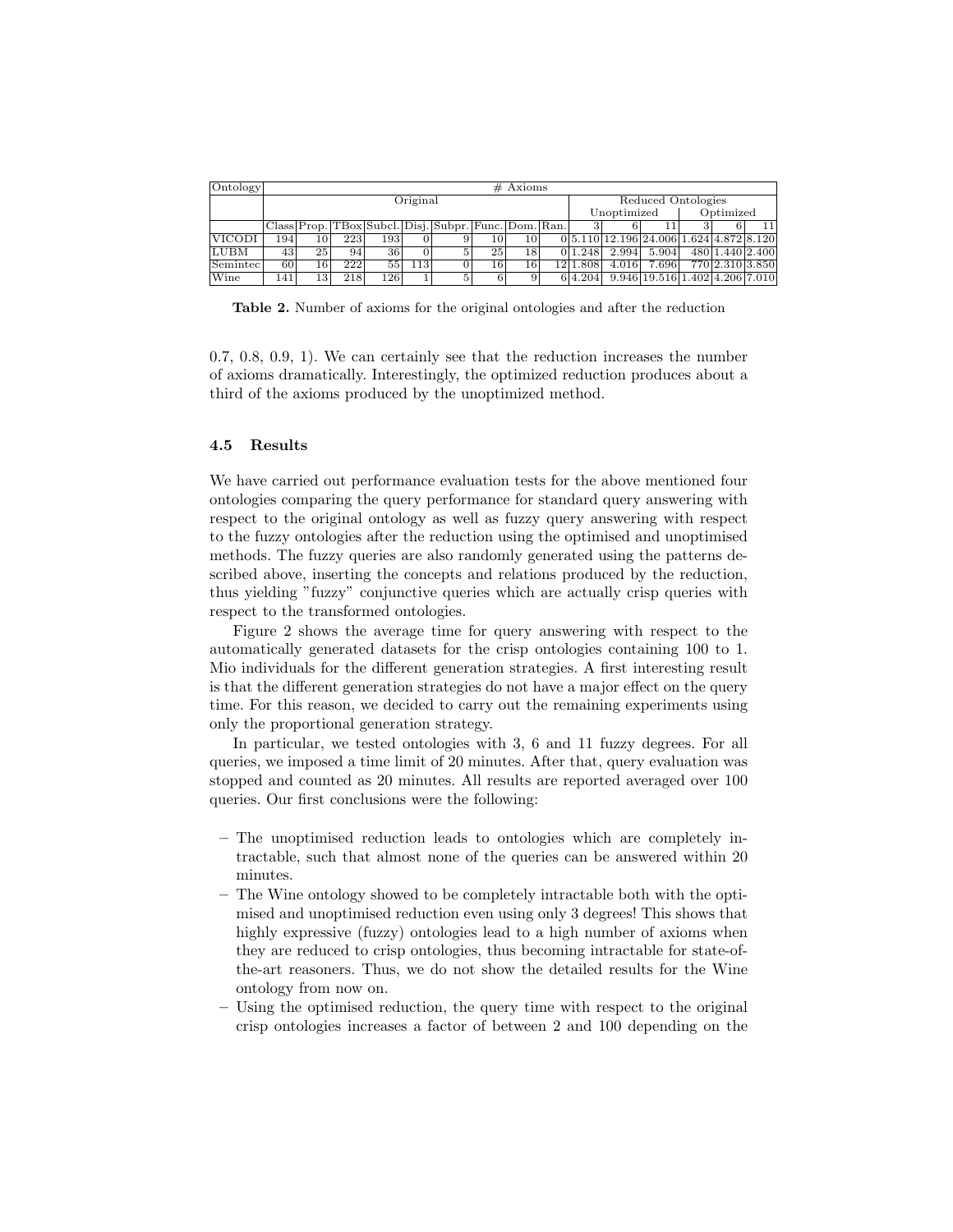| Ontology | # Axioms | | | | | | | | | | | | | | |
|---|---|---|---|---|---|---|---|---|---|---|---|---|---|---|---|
| | Original | | | | | | | | | Reduced Ontologies | | | | | |
| | | | | | | | | | | Unoptimized | | | Optimized | | |
| | Class | Prop. | TBox | Subcl. | Disj. | Subpr. | Func. | Dom. | Ran. | 3 | 6 | 11 | 3 | 6 | 11 |
| VICODI | 194 | 10 | 223 | 193 | 0 | 9 | 10 | 10 | 0 | 5.110 | 12.196 | 24.006 | 1.624 | 4.872 | 8.120 |
| LUBM | 43 | 25 | 94 | 36 | 0 | 5 | 25 | 18 | 0 | 1.248 | 2.994 | 5.904 | 480 | 1.440 | 2.400 |
| Semintec | 60 | 16 | 222 | 55 | 113 | 0 | 16 | 16 | 12 | 1.808 | 4.016 | 7.696 | 770 | 2.310 | 3.850 |
| Wine | 141 | 13 | 218 | 126 | 1 | 5 | 6 | 9 | 6 | 4.204 | 9.946 | 19.516 | 1.402 | 4.206 | 7.010 |

**Table 2.** Number of axioms for the original ontologies and after the reduction

0.7, 0.8, 0.9, 1). We can certainly see that the reduction increases the number of axioms dramatically. Interestingly, the optimized reduction produces about a third of the axioms produced by the unoptimized method.

### 4.5 Results

We have carried out performance evaluation tests for the above mentioned four ontologies comparing the query performance for standard query answering with respect to the original ontology as well as fuzzy query answering with respect to the fuzzy ontologies after the reduction using the optimised and unoptimised methods. The fuzzy queries are also randomly generated using the patterns described above, inserting the concepts and relations produced by the reduction, thus yielding "fuzzy" conjunctive queries which are actually crisp queries with respect to the transformed ontologies.

Figure 2 shows the average time for query answering with respect to the automatically generated datasets for the crisp ontologies containing 100 to 1. Mio individuals for the different generation strategies. A first interesting result is that the different generation strategies do not have a major effect on the query time. For this reason, we decided to carry out the remaining experiments using only the proportional generation strategy.

In particular, we tested ontologies with 3, 6 and 11 fuzzy degrees. For all queries, we imposed a time limit of 20 minutes. After that, query evaluation was stopped and counted as 20 minutes. All results are reported averaged over 100 queries. Our first conclusions were the following:

- The unoptimised reduction leads to ontologies which are completely intractable, such that almost none of the queries can be answered within 20 minutes.
- The Wine ontology showed to be completely intractable both with the optimised and unoptimised reduction even using only 3 degrees! This shows that highly expressive (fuzzy) ontologies lead to a high number of axioms when they are reduced to crisp ontologies, thus becoming intractable for state-of-the-art reasoners. Thus, we do not show the detailed results for the Wine ontology from now on.
- Using the optimised reduction, the query time with respect to the original crisp ontologies increases a factor of between 2 and 100 depending on the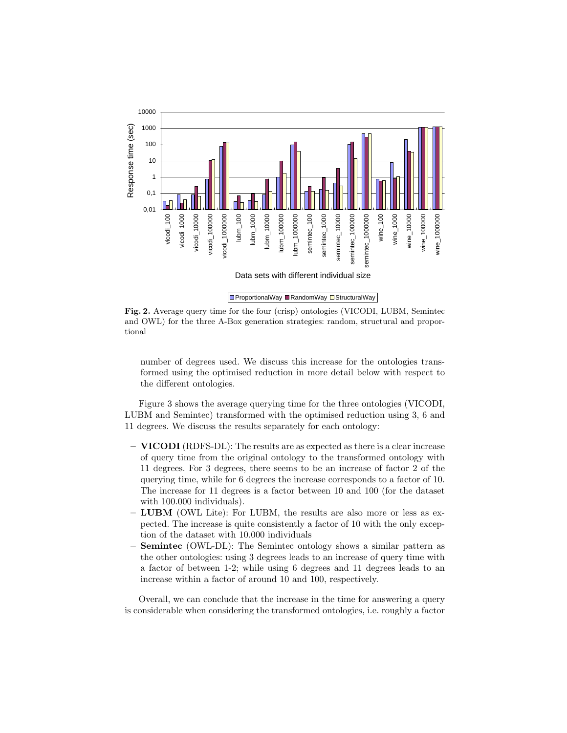**Fig. 2.** Average query time for the four (crisp) ontologies (VICODI, LUBM, Semintec and OWL) for the three A-Box generation strategies: random, structural and proportional

number of degrees used. We discuss this increase for the ontologies transformed using the optimised reduction in more detail below with respect to the different ontologies.

Figure 3 shows the average querying time for the three ontologies (VICODI, LUBM and Semintec) transformed with the optimised reduction using 3, 6 and 11 degrees. We discuss the results separately for each ontology:

- **VICODI** (RDFS-DL): The results are as expected as there is a clear increase of query time from the original ontology to the transformed ontology with 11 degrees. For 3 degrees, there seems to be an increase of factor 2 of the querying time, while for 6 degrees the increase corresponds to a factor of 10. The increase for 11 degrees is a factor between 10 and 100 (for the dataset with 100.000 individuals).
- **LUBM** (OWL Lite): For LUBM, the results are also more or less as expected. The increase is quite consistently a factor of 10 with the only exception of the dataset with 10.000 individuals
- **Semintec** (OWL-DL): The Semintec ontology shows a similar pattern as the other ontologies: using 3 degrees leads to an increase of query time with a factor of between 1-2; while using 6 degrees and 11 degrees leads to an increase within a factor of around 10 and 100, respectively.

Overall, we can conclude that the increase in the time for answering a query is considerable when considering the transformed ontologies, i.e. roughly a factor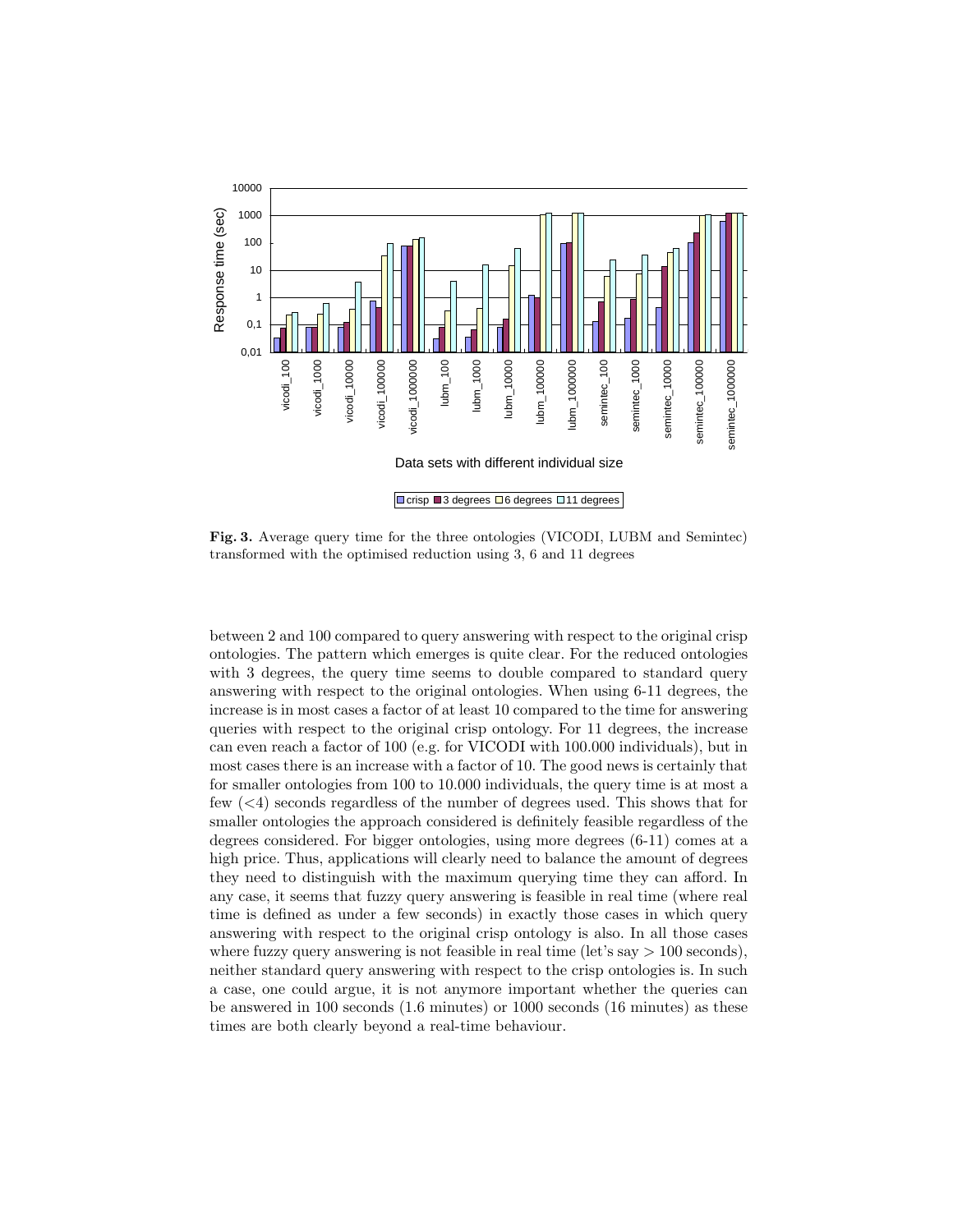**Fig. 3.** Average query time for the three ontologies (VICODI, LUBM and Semintec) transformed with the optimised reduction using 3, 6 and 11 degrees

between 2 and 100 compared to query answering with respect to the original crisp ontologies. The pattern which emerges is quite clear. For the reduced ontologies with 3 degrees, the query time seems to double compared to standard query answering with respect to the original ontologies. When using 6-11 degrees, the increase is in most cases a factor of at least 10 compared to the time for answering queries with respect to the original crisp ontology. For 11 degrees, the increase can even reach a factor of 100 (e.g. for VICODI with 100.000 individuals), but in most cases there is an increase with a factor of 10. The good news is certainly that for smaller ontologies from 100 to 10.000 individuals, the query time is at most a few (<4) seconds regardless of the number of degrees used. This shows that for smaller ontologies the approach considered is definitely feasible regardless of the degrees considered. For bigger ontologies, using more degrees (6-11) comes at a high price. Thus, applications will clearly need to balance the amount of degrees they need to distinguish with the maximum querying time they can afford. In any case, it seems that fuzzy query answering is feasible in real time (where real time is defined as under a few seconds) in exactly those cases in which query answering with respect to the original crisp ontology is also. In all those cases where fuzzy query answering is not feasible in real time (let's say > 100 seconds), neither standard query answering with respect to the crisp ontologies is. In such a case, one could argue, it is not anymore important whether the queries can be answered in 100 seconds (1.6 minutes) or 1000 seconds (16 minutes) as these times are both clearly beyond a real-time behaviour.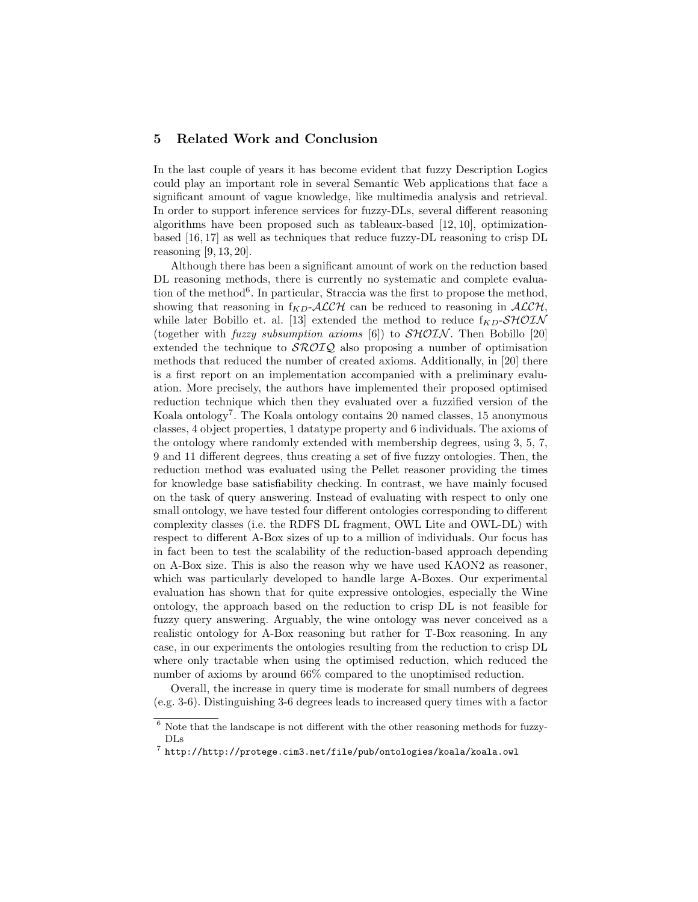## 5 Related Work and Conclusion

In the last couple of years it has become evident that fuzzy Description Logics could play an important role in several Semantic Web applications that face a significant amount of vague knowledge, like multimedia analysis and retrieval. In order to support inference services for fuzzy-DLs, several different reasoning algorithms have been proposed such as tableaux-based [12, 10], optimization-based [16, 17] as well as techniques that reduce fuzzy-DL reasoning to crisp DL reasoning [9, 13, 20].

Although there has been a significant amount of work on the reduction based DL reasoning methods, there is currently no systematic and complete evaluation of the method[6]. In particular, Straccia was the first to propose the method, showing that reasoning in $f_{KD}$-$\mathcal{ALCH}$ can be reduced to reasoning in $\mathcal{ALCH}$, while later Bobillo et. al. [13] extended the method to reduce $f_{KD}$-$\mathcal{SHOIN}$ (together with *fuzzy subsumption axioms* [6]) to $\mathcal{SHOIN}$. Then Bobillo [20] extended the technique to $\mathcal{SROIQ}$ also proposing a number of optimisation methods that reduced the number of created axioms. Additionally, in [20] there is a first report on an implementation accompanied with a preliminary evaluation. More precisely, the authors have implemented their proposed optimised reduction technique which then they evaluated over a fuzzified version of the Koala ontology[7]. The Koala ontology contains 20 named classes, 15 anonymous classes, 4 object properties, 1 datatype property and 6 individuals. The axioms of the ontology where randomly extended with membership degrees, using 3, 5, 7, 9 and 11 different degrees, thus creating a set of five fuzzy ontologies. Then, the reduction method was evaluated using the Pellet reasoner providing the times for knowledge base satisfiability checking. In contrast, we have mainly focused on the task of query answering. Instead of evaluating with respect to only one small ontology, we have tested four different ontologies corresponding to different complexity classes (i.e. the RDFS DL fragment, OWL Lite and OWL-DL) with respect to different A-Box sizes of up to a million of individuals. Our focus has in fact been to test the scalability of the reduction-based approach depending on A-Box size. This is also the reason why we have used KAON2 as reasoner, which was particularly developed to handle large A-Boxes. Our experimental evaluation has shown that for quite expressive ontologies, especially the Wine ontology, the approach based on the reduction to crisp DL is not feasible for fuzzy query answering. Arguably, the wine ontology was never conceived as a realistic ontology for A-Box reasoning but rather for T-Box reasoning. In any case, in our experiments the ontologies resulting from the reduction to crisp DL where only tractable when using the optimised reduction, which reduced the number of axioms by around 66% compared to the unoptimised reduction.

Overall, the increase in query time is moderate for small numbers of degrees (e.g. 3-6). Distinguishing 3-6 degrees leads to increased query times with a factor

---

[6] Note that the landscape is not different with the other reasoning methods for fuzzy-DLs

[7] http://http://protege.cim3.net/file/pub/ontologies/koala/koala.owl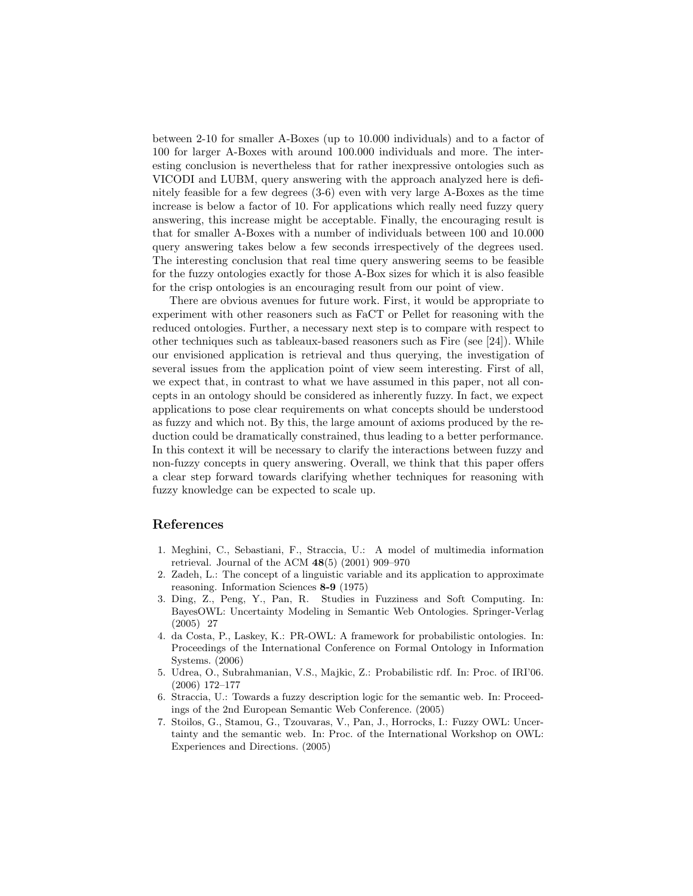between 2-10 for smaller A-Boxes (up to 10.000 individuals) and to a factor of 100 for larger A-Boxes with around 100.000 individuals and more. The interesting conclusion is nevertheless that for rather inexpressive ontologies such as VICODI and LUBM, query answering with the approach analyzed here is definitely feasible for a few degrees (3-6) even with very large A-Boxes as the time increase is below a factor of 10. For applications which really need fuzzy query answering, this increase might be acceptable. Finally, the encouraging result is that for smaller A-Boxes with a number of individuals between 100 and 10.000 query answering takes below a few seconds irrespectively of the degrees used. The interesting conclusion that real time query answering seems to be feasible for the fuzzy ontologies exactly for those A-Box sizes for which it is also feasible for the crisp ontologies is an encouraging result from our point of view.

There are obvious avenues for future work. First, it would be appropriate to experiment with other reasoners such as FaCT or Pellet for reasoning with the reduced ontologies. Further, a necessary next step is to compare with respect to other techniques such as tableaux-based reasoners such as Fire (see [24]). While our envisioned application is retrieval and thus querying, the investigation of several issues from the application point of view seem interesting. First of all, we expect that, in contrast to what we have assumed in this paper, not all concepts in an ontology should be considered as inherently fuzzy. In fact, we expect applications to pose clear requirements on what concepts should be understood as fuzzy and which not. By this, the large amount of axioms produced by the reduction could be dramatically constrained, thus leading to a better performance. In this context it will be necessary to clarify the interactions between fuzzy and non-fuzzy concepts in query answering. Overall, we think that this paper offers a clear step forward towards clarifying whether techniques for reasoning with fuzzy knowledge can be expected to scale up.

## References

1. Meghini, C., Sebastiani, F., Straccia, U.: A model of multimedia information retrieval. Journal of the ACM **48**(5) (2001) 909–970
2. Zadeh, L.: The concept of a linguistic variable and its application to approximate reasoning. Information Sciences **8-9** (1975)
3. Ding, Z., Peng, Y., Pan, R. Studies in Fuzziness and Soft Computing. In: BayesOWL: Uncertainty Modeling in Semantic Web Ontologies. Springer-Verlag (2005) 27
4. da Costa, P., Laskey, K.: PR-OWL: A framework for probabilistic ontologies. In: Proceedings of the International Conference on Formal Ontology in Information Systems. (2006)
5. Udrea, O., Subrahmanian, V.S., Majkic, Z.: Probabilistic rdf. In: Proc. of IRI'06. (2006) 172–177
6. Straccia, U.: Towards a fuzzy description logic for the semantic web. In: Proceedings of the 2nd European Semantic Web Conference. (2005)
7. Stoilos, G., Stamou, G., Tzouvaras, V., Pan, J., Horrocks, I.: Fuzzy OWL: Uncertainty and the semantic web. In: Proc. of the International Workshop on OWL: Experiences and Directions. (2005)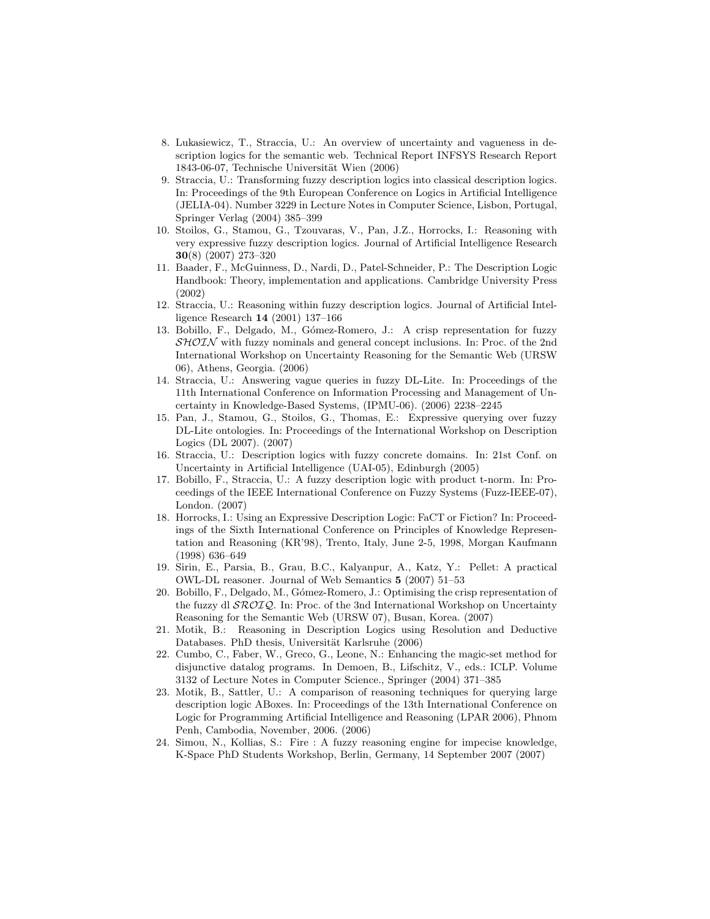8. Lukasiewicz, T., Straccia, U.: An overview of uncertainty and vagueness in description logics for the semantic web. Technical Report INFSYS Research Report 1843-06-07, Technische Universität Wien (2006)
9. Straccia, U.: Transforming fuzzy description logics into classical description logics. In: Proceedings of the 9th European Conference on Logics in Artificial Intelligence (JELIA-04). Number 3229 in Lecture Notes in Computer Science, Lisbon, Portugal, Springer Verlag (2004) 385–399
10. Stoilos, G., Stamou, G., Tzouvaras, V., Pan, J.Z., Horrocks, I.: Reasoning with very expressive fuzzy description logics. Journal of Artificial Intelligence Research **30**(8) (2007) 273–320
11. Baader, F., McGuinness, D., Nardi, D., Patel-Schneider, P.: The Description Logic Handbook: Theory, implementation and applications. Cambridge University Press (2002)
12. Straccia, U.: Reasoning within fuzzy description logics. Journal of Artificial Intelligence Research **14** (2001) 137–166
13. Bobillo, F., Delgado, M., Gómez-Romero, J.: A crisp representation for fuzzy $\mathcal{SHOIN}$ with fuzzy nominals and general concept inclusions. In: Proc. of the 2nd International Workshop on Uncertainty Reasoning for the Semantic Web (URSW 06), Athens, Georgia. (2006)
14. Straccia, U.: Answering vague queries in fuzzy DL-Lite. In: Proceedings of the 11th International Conference on Information Processing and Management of Uncertainty in Knowledge-Based Systems, (IPMU-06). (2006) 2238–2245
15. Pan, J., Stamou, G., Stoilos, G., Thomas, E.: Expressive querying over fuzzy DL-Lite ontologies. In: Proceedings of the International Workshop on Description Logics (DL 2007). (2007)
16. Straccia, U.: Description logics with fuzzy concrete domains. In: 21st Conf. on Uncertainty in Artificial Intelligence (UAI-05), Edinburgh (2005)
17. Bobillo, F., Straccia, U.: A fuzzy description logic with product t-norm. In: Proceedings of the IEEE International Conference on Fuzzy Systems (Fuzz-IEEE-07), London. (2007)
18. Horrocks, I.: Using an Expressive Description Logic: FaCT or Fiction? In: Proceedings of the Sixth International Conference on Principles of Knowledge Representation and Reasoning (KR'98), Trento, Italy, June 2-5, 1998, Morgan Kaufmann (1998) 636–649
19. Sirin, E., Parsia, B., Grau, B.C., Kalyanpur, A., Katz, Y.: Pellet: A practical OWL-DL reasoner. Journal of Web Semantics **5** (2007) 51–53
20. Bobillo, F., Delgado, M., Gómez-Romero, J.: Optimising the crisp representation of the fuzzy dl $\mathcal{SROIQ}$. In: Proc. of the 3nd International Workshop on Uncertainty Reasoning for the Semantic Web (URSW 07), Busan, Korea. (2007)
21. Motik, B.: Reasoning in Description Logics using Resolution and Deductive Databases. PhD thesis, Universität Karlsruhe (2006)
22. Cumbo, C., Faber, W., Greco, G., Leone, N.: Enhancing the magic-set method for disjunctive datalog programs. In Demoen, B., Lifschitz, V., eds.: ICLP. Volume 3132 of Lecture Notes in Computer Science., Springer (2004) 371–385
23. Motik, B., Sattler, U.: A comparison of reasoning techniques for querying large description logic ABoxes. In: Proceedings of the 13th International Conference on Logic for Programming Artificial Intelligence and Reasoning (LPAR 2006), Phnom Penh, Cambodia, November, 2006. (2006)
24. Simou, N., Kollias, S.: Fire : A fuzzy reasoning engine for impecise knowledge, K-Space PhD Students Workshop, Berlin, Germany, 14 September 2007 (2007)